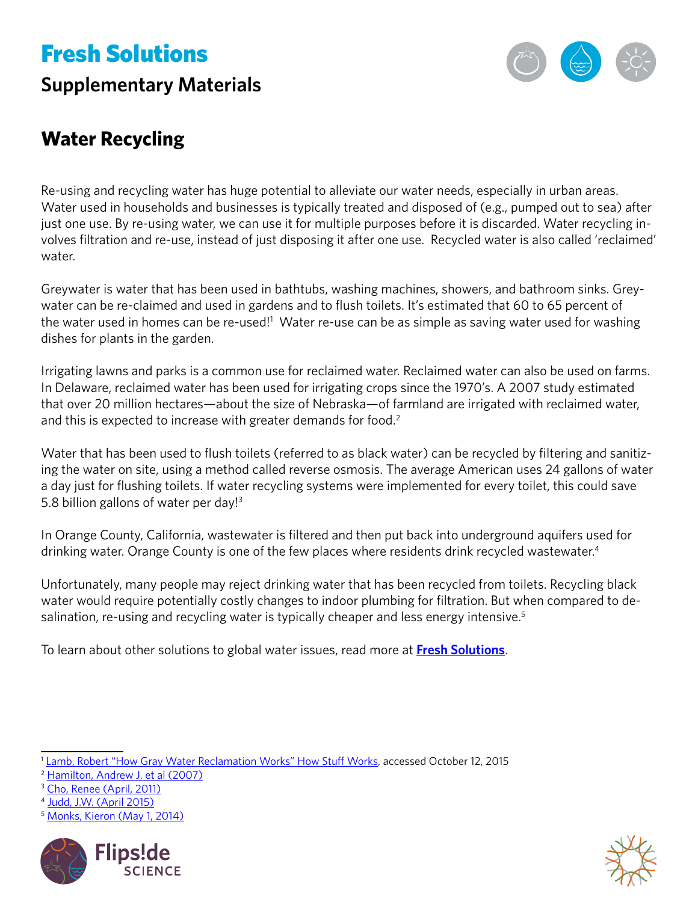# Fresh Solutions

## Supplementary Materials

## Water Recycling

Re-using and recycling water has huge potential to alleviate our water needs, especially in urban areas. Water used in households and businesses is typically treated and disposed of (e.g., pumped out to sea) after just one use. By re-using water, we can use it for multiple purposes before it is discarded. Water recycling involves filtration and re-use, instead of just disposing it after one use. Recycled water is also called 'reclaimed' water.

Greywater is water that has been used in bathtubs, washing machines, showers, and bathroom sinks. Greywater can be re-claimed and used in gardens and to flush toilets. It's estimated that 60 to 65 percent of the water used in homes can be re-used![1] Water re-use can be as simple as saving water used for washing dishes for plants in the garden.

Irrigating lawns and parks is a common use for reclaimed water. Reclaimed water can also be used on farms. In Delaware, reclaimed water has been used for irrigating crops since the 1970's. A 2007 study estimated that over 20 million hectares—about the size of Nebraska—of farmland are irrigated with reclaimed water, and this is expected to increase with greater demands for food.[2]

Water that has been used to flush toilets (referred to as black water) can be recycled by filtering and sanitizing the water on site, using a method called reverse osmosis. The average American uses 24 gallons of water a day just for flushing toilets. If water recycling systems were implemented for every toilet, this could save 5.8 billion gallons of water per day![3]

In Orange County, California, wastewater is filtered and then put back into underground aquifers used for drinking water. Orange County is one of the few places where residents drink recycled wastewater.[4]

Unfortunately, many people may reject drinking water that has been recycled from toilets. Recycling black water would require potentially costly changes to indoor plumbing for filtration. But when compared to desalination, re-using and recycling water is typically cheaper and less energy intensive.[5]

To learn about other solutions to global water issues, read more at **Fresh Solutions**.

---

[1] Lamb, Robert "How Gray Water Reclamation Works" How Stuff Works, accessed October 12, 2015

[2] Hamilton, Andrew J. et al (2007)

[3] Cho, Renee (April, 2011)

[4] Judd, J.W. (April 2015)

[5] Monks, Kieron (May 1, 2014)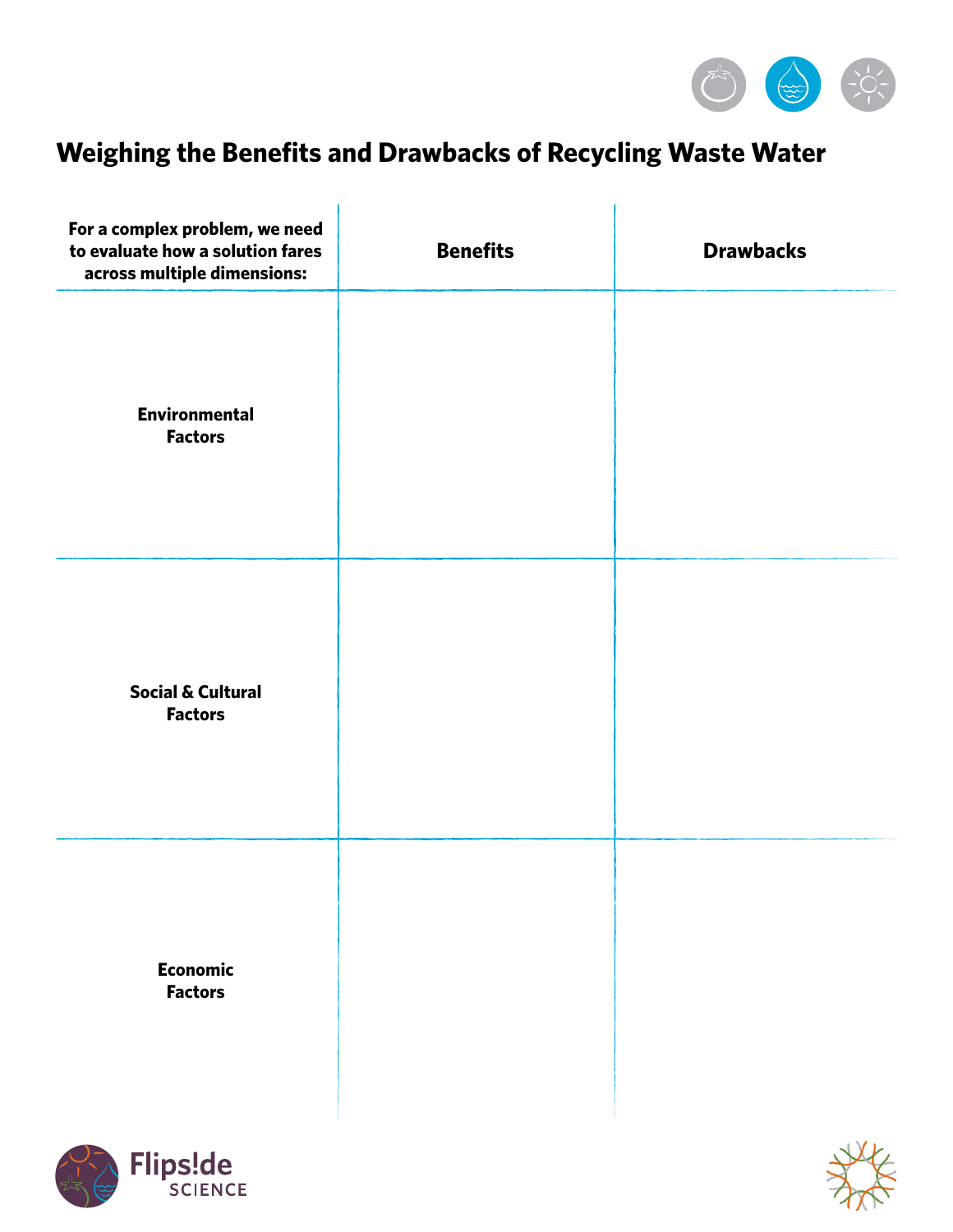# Weighing the Benefits and Drawbacks of Recycling Waste Water

| For a complex problem, we need to evaluate how a solution fares across multiple dimensions: | Benefits | Drawbacks |
| --- | --- | --- |
| **Environmental Factors** | | |
| **Social & Cultural Factors** | | |
| **Economic Factors** | | |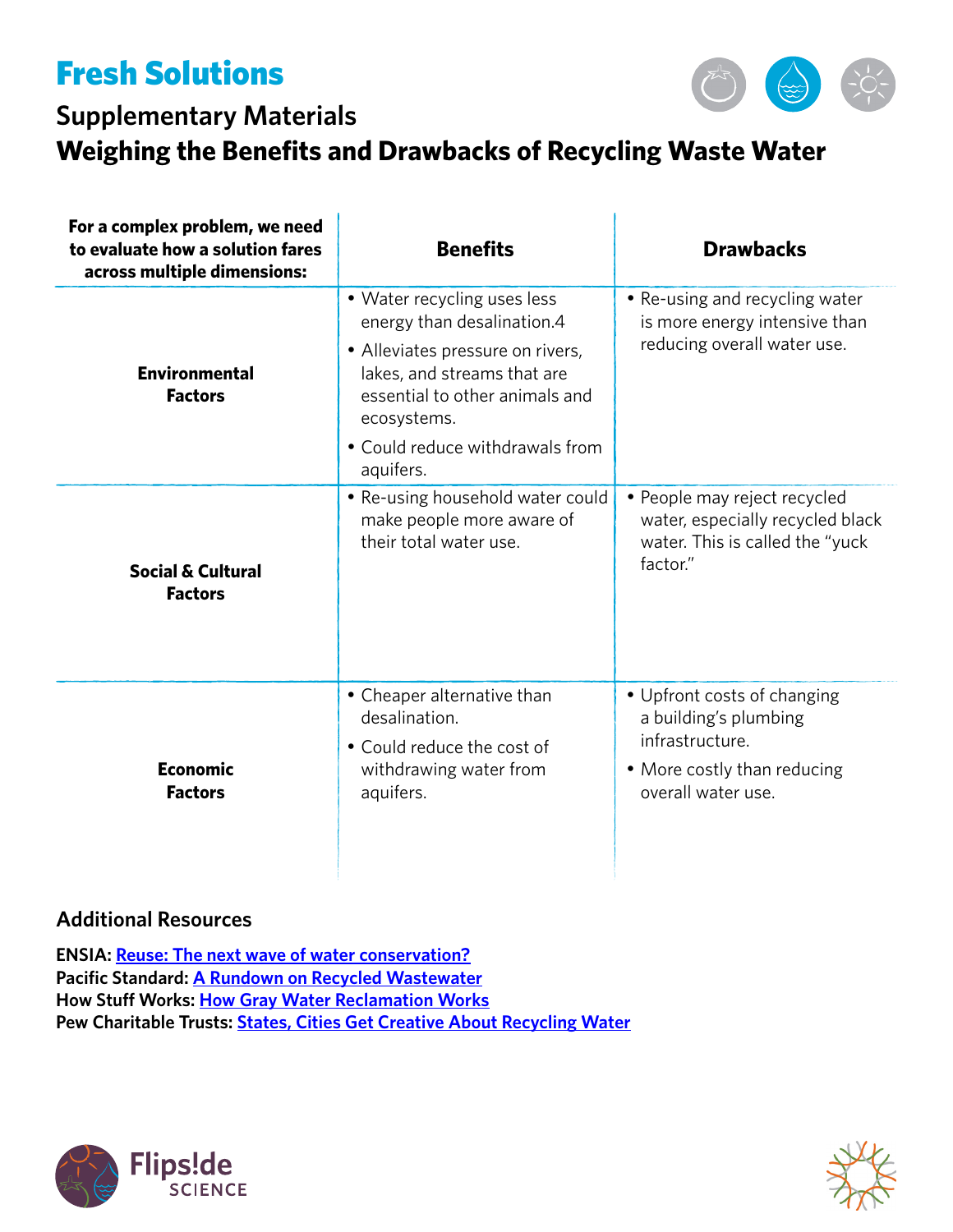# Fresh Solutions

## Supplementary Materials

## Weighing the Benefits and Drawbacks of Recycling Waste Water

| For a complex problem, we need to evaluate how a solution fares across multiple dimensions: | Benefits | Drawbacks |
|---|---|---|
| **Environmental Factors** | • Water recycling uses less energy than desalination.4<br>• Alleviates pressure on rivers, lakes, and streams that are essential to other animals and ecosystems.<br>• Could reduce withdrawals from aquifers. | • Re-using and recycling water is more energy intensive than reducing overall water use. |
| **Social & Cultural Factors** | • Re-using household water could make people more aware of their total water use. | • People may reject recycled water, especially recycled black water. This is called the "yuck factor." |
| **Economic Factors** | • Cheaper alternative than desalination.<br>• Could reduce the cost of withdrawing water from aquifers. | • Upfront costs of changing a building's plumbing infrastructure.<br>• More costly than reducing overall water use. |

### Additional Resources

**ENSIA:** Reuse: The next wave of water conservation?
**Pacific Standard:** A Rundown on Recycled Wastewater
**How Stuff Works:** How Gray Water Reclamation Works
**Pew Charitable Trusts:** States, Cities Get Creative About Recycling Water

Flips!de SCIENCE